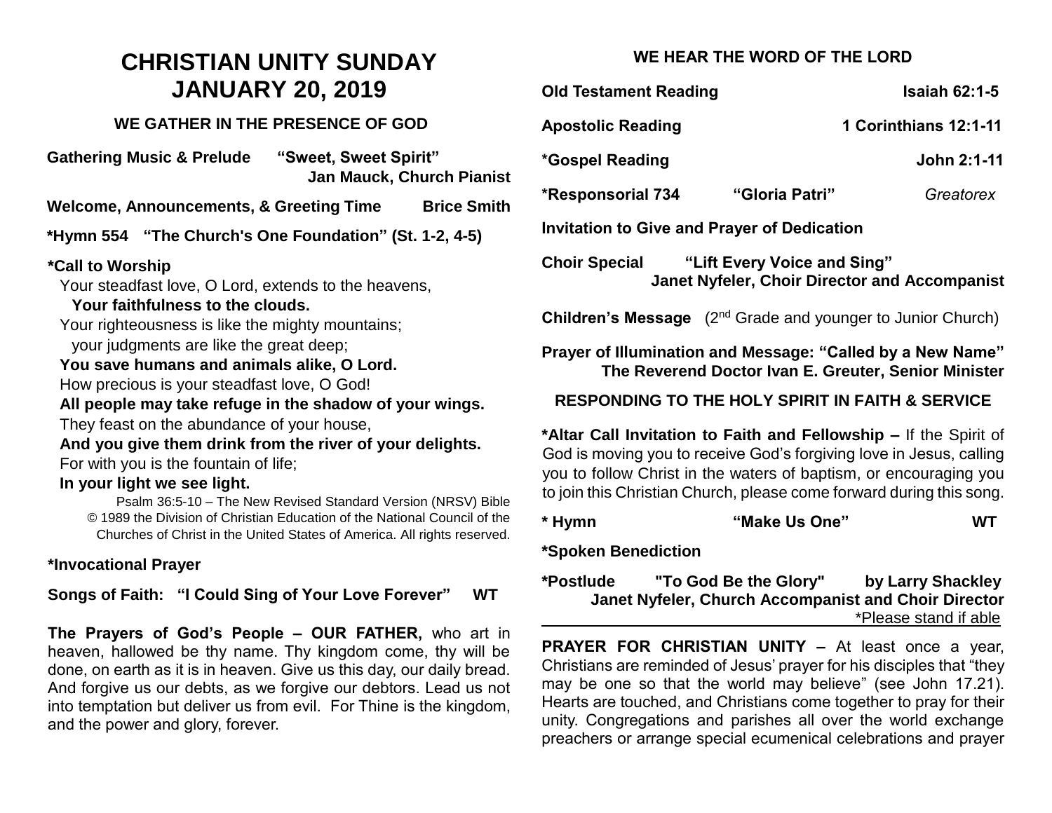# CHRISTIAN UNITY SUNDAY
# JANUARY 20, 2019

## WE GATHER IN THE PRESENCE OF GOD

**Gathering Music & Prelude** **"Sweet, Sweet Spirit"**
**Jan Mauck, Church Pianist**

**Welcome, Announcements, & Greeting Time** **Brice Smith**

**\*Hymn 554 "The Church's One Foundation" (St. 1-2, 4-5)**

**\*Call to Worship**

Your steadfast love, O Lord, extends to the heavens,
**Your faithfulness to the clouds.**
Your righteousness is like the mighty mountains;
your judgments are like the great deep;
**You save humans and animals alike, O Lord.**
How precious is your steadfast love, O God!
**All people may take refuge in the shadow of your wings.**
They feast on the abundance of your house,
**And you give them drink from the river of your delights.**
For with you is the fountain of life;
**In your light we see light.**

Psalm 36:5-10 – The New Revised Standard Version (NRSV) Bible © 1989 the Division of Christian Education of the National Council of the Churches of Christ in the United States of America. All rights reserved.

**\*Invocational Prayer**

**Songs of Faith: "I Could Sing of Your Love Forever" WT**

**The Prayers of God's People – OUR FATHER,** who art in heaven, hallowed be thy name. Thy kingdom come, thy will be done, on earth as it is in heaven. Give us this day, our daily bread. And forgive us our debts, as we forgive our debtors. Lead us not into temptation but deliver us from evil. For Thine is the kingdom, and the power and glory, forever.

## WE HEAR THE WORD OF THE LORD

**Old Testament Reading** **Isaiah 62:1-5**

**Apostolic Reading** **1 Corinthians 12:1-11**

**\*Gospel Reading** **John 2:1-11**

**\*Responsorial 734** **"Gloria Patri"** *Greatorex*

**Invitation to Give and Prayer of Dedication**

**Choir Special** **"Lift Every Voice and Sing"**
**Janet Nyfeler, Choir Director and Accompanist**

**Children's Message** (2nd Grade and younger to Junior Church)

**Prayer of Illumination and Message: "Called by a New Name"**
**The Reverend Doctor Ivan E. Greuter, Senior Minister**

## RESPONDING TO THE HOLY SPIRIT IN FAITH & SERVICE

**\*Altar Call Invitation to Faith and Fellowship –** If the Spirit of God is moving you to receive God's forgiving love in Jesus, calling you to follow Christ in the waters of baptism, or encouraging you to join this Christian Church, please come forward during this song.

**\* Hymn** **"Make Us One"** **WT**

**\*Spoken Benediction**

**\*Postlude** **"To God Be the Glory"** **by Larry Shackley**
**Janet Nyfeler, Church Accompanist and Choir Director**

\*Please stand if able

---

**PRAYER FOR CHRISTIAN UNITY –** At least once a year, Christians are reminded of Jesus' prayer for his disciples that "they may be one so that the world may believe" (see John 17.21). Hearts are touched, and Christians come together to pray for their unity. Congregations and parishes all over the world exchange preachers or arrange special ecumenical celebrations and prayer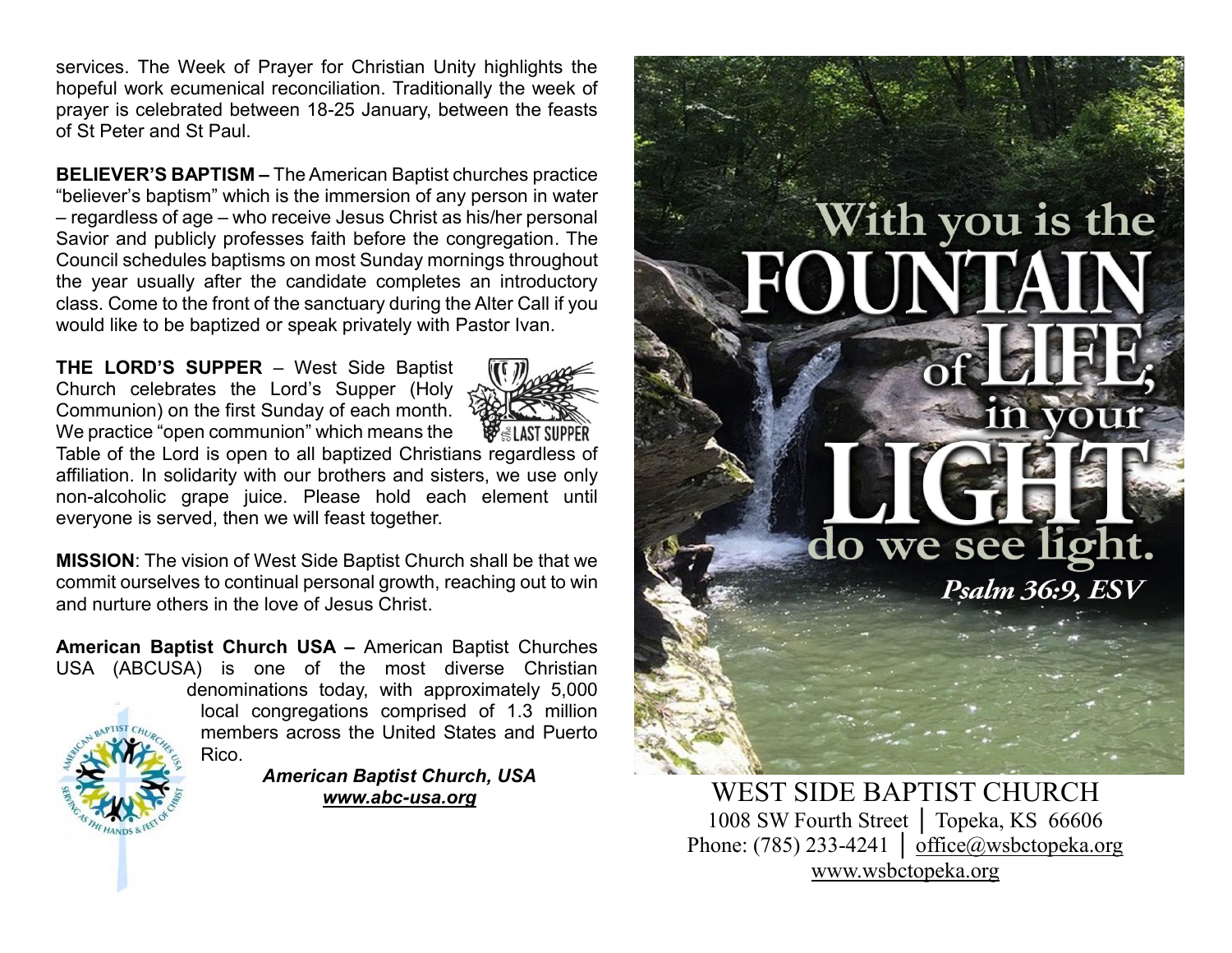services. The Week of Prayer for Christian Unity highlights the hopeful work ecumenical reconciliation. Traditionally the week of prayer is celebrated between 18-25 January, between the feasts of St Peter and St Paul.

**BELIEVER'S BAPTISM –** The American Baptist churches practice "believer's baptism" which is the immersion of any person in water – regardless of age – who receive Jesus Christ as his/her personal Savior and publicly professes faith before the congregation. The Council schedules baptisms on most Sunday mornings throughout the year usually after the candidate completes an introductory class. Come to the front of the sanctuary during the Alter Call if you would like to be baptized or speak privately with Pastor Ivan.

**THE LORD'S SUPPER** – West Side Baptist Church celebrates the Lord's Supper (Holy Communion) on the first Sunday of each month. We practice "open communion" which means the Table of the Lord is open to all baptized Christians regardless of affiliation. In solidarity with our brothers and sisters, we use only non-alcoholic grape juice. Please hold each element until everyone is served, then we will feast together.

**MISSION**: The vision of West Side Baptist Church shall be that we commit ourselves to continual personal growth, reaching out to win and nurture others in the love of Jesus Christ.

**American Baptist Church USA –** American Baptist Churches USA (ABCUSA) is one of the most diverse Christian denominations today, with approximately 5,000 local congregations comprised of 1.3 million members across the United States and Puerto Rico.

***American Baptist Church, USA***
***www.abc-usa.org***

With you is the FOUNTAIN of LIFE; in your LIGHT do we see light.
*Psalm 36:9, ESV*

WEST SIDE BAPTIST CHURCH
1008 SW Fourth Street | Topeka, KS 66606
Phone: (785) 233-4241 | office@wsbctopeka.org
www.wsbctopeka.org